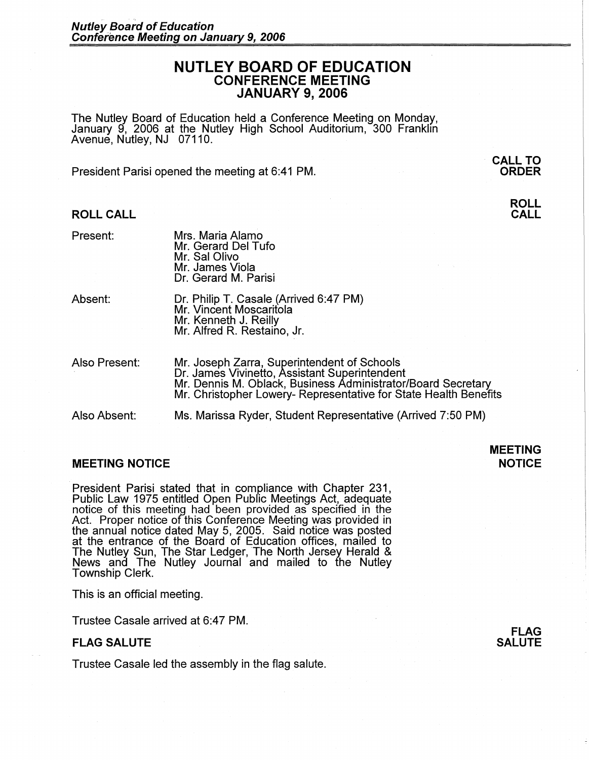# NUTLEY BOARD OF EDUCATION
## CONFERENCE MEETING
## JANUARY 9, 2006

The Nutley Board of Education held a Conference Meeting on Monday, January 9, 2006 at the Nutley High School Auditorium, 300 Franklin Avenue, Nutley, NJ 07110.

**CALL TO ORDER**

President Parisi opened the meeting at 6:41 PM.

## ROLL CALL

| | |
|---|---|
| Present: | Mrs. Maria Alamo<br>Mr. Gerard Del Tufo<br>Mr. Sal Olivo<br>Mr. James Viola<br>Dr. Gerard M. Parisi |
| Absent: | Dr. Philip T. Casale (Arrived 6:47 PM)<br>Mr. Vincent Moscaritola<br>Mr. Kenneth J. Reilly<br>Mr. Alfred R. Restaino, Jr. |
| Also Present: | Mr. Joseph Zarra, Superintendent of Schools<br>Dr. James Vivinetto, Assistant Superintendent<br>Mr. Dennis M. Oblack, Business Administrator/Board Secretary<br>Mr. Christopher Lowery- Representative for State Health Benefits |
| Also Absent: | Ms. Marissa Ryder, Student Representative (Arrived 7:50 PM) |

## MEETING NOTICE

President Parisi stated that in compliance with Chapter 231, Public Law 1975 entitled Open Public Meetings Act, adequate notice of this meeting had been provided as specified in the Act. Proper notice of this Conference Meeting was provided in the annual notice dated May 5, 2005. Said notice was posted at the entrance of the Board of Education offices, mailed to The Nutley Sun, The Star Ledger, The North Jersey Herald & News and The Nutley Journal and mailed to the Nutley Township Clerk.

This is an official meeting.

Trustee Casale arrived at 6:47 PM.

## FLAG SALUTE

Trustee Casale led the assembly in the flag salute.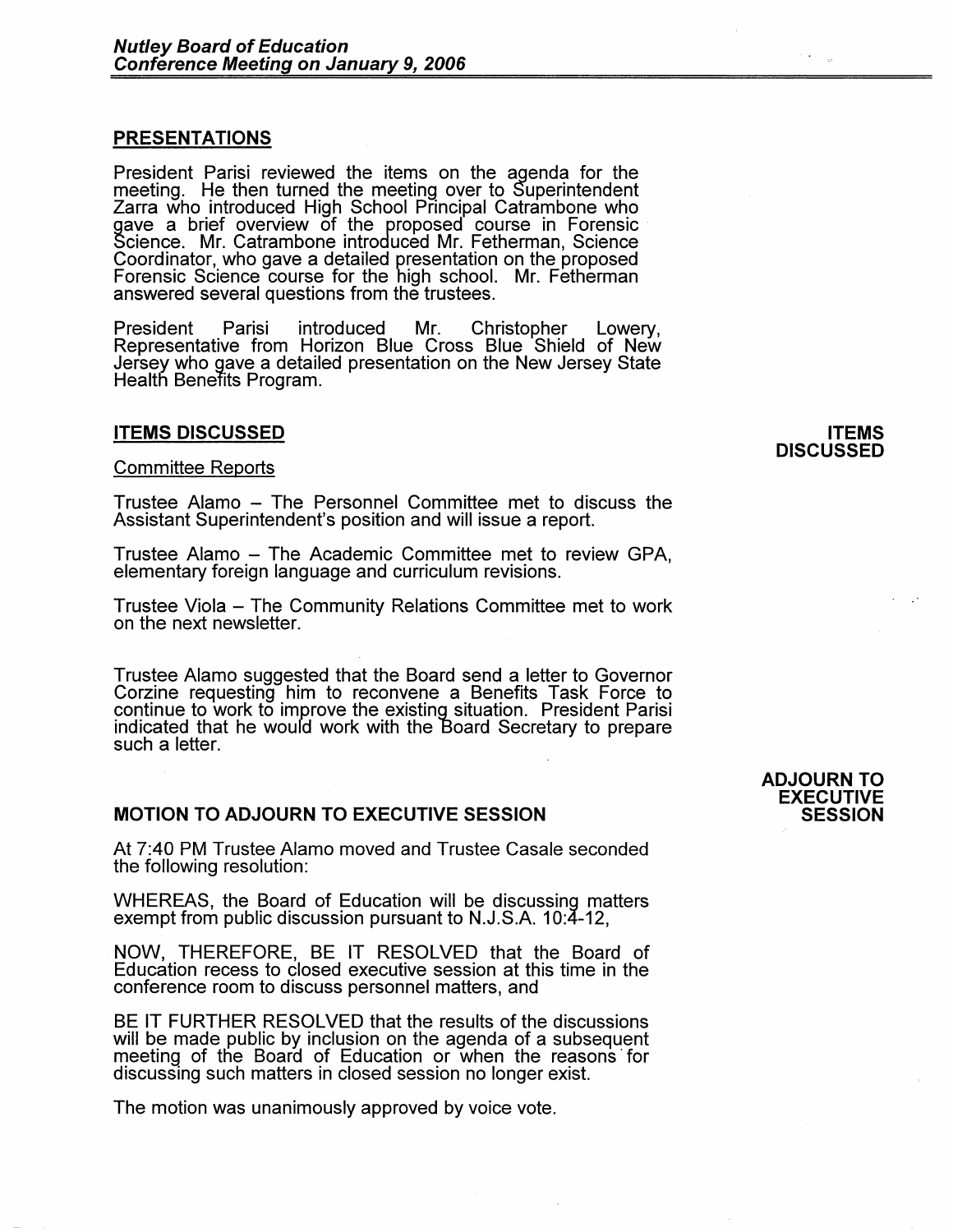## PRESENTATIONS

President Parisi reviewed the items on the agenda for the meeting. He then turned the meeting over to Superintendent Zarra who introduced High School Principal Catrambone who gave a brief overview of the proposed course in Forensic Science. Mr. Catrambone introduced Mr. Fetherman, Science Coordinator, who gave a detailed presentation on the proposed Forensic Science course for the high school. Mr. Fetherman answered several questions from the trustees.

President Parisi introduced Mr. Christopher Lowery, Representative from Horizon Blue Cross Blue Shield of New Jersey who gave a detailed presentation on the New Jersey State Health Benefits Program.

## ITEMS DISCUSSED

**ITEMS DISCUSSED**

Committee Reports

Trustee Alamo – The Personnel Committee met to discuss the Assistant Superintendent's position and will issue a report.

Trustee Alamo – The Academic Committee met to review GPA, elementary foreign language and curriculum revisions.

Trustee Viola – The Community Relations Committee met to work on the next newsletter.

Trustee Alamo suggested that the Board send a letter to Governor Corzine requesting him to reconvene a Benefits Task Force to continue to work to improve the existing situation. President Parisi indicated that he would work with the Board Secretary to prepare such a letter.

## MOTION TO ADJOURN TO EXECUTIVE SESSION

**ADJOURN TO EXECUTIVE SESSION**

At 7:40 PM Trustee Alamo moved and Trustee Casale seconded the following resolution:

WHEREAS, the Board of Education will be discussing matters exempt from public discussion pursuant to N.J.S.A. 10:4-12,

NOW, THEREFORE, BE IT RESOLVED that the Board of Education recess to closed executive session at this time in the conference room to discuss personnel matters, and

BE IT FURTHER RESOLVED that the results of the discussions will be made public by inclusion on the agenda of a subsequent meeting of the Board of Education or when the reasons for discussing such matters in closed session no longer exist.

The motion was unanimously approved by voice vote.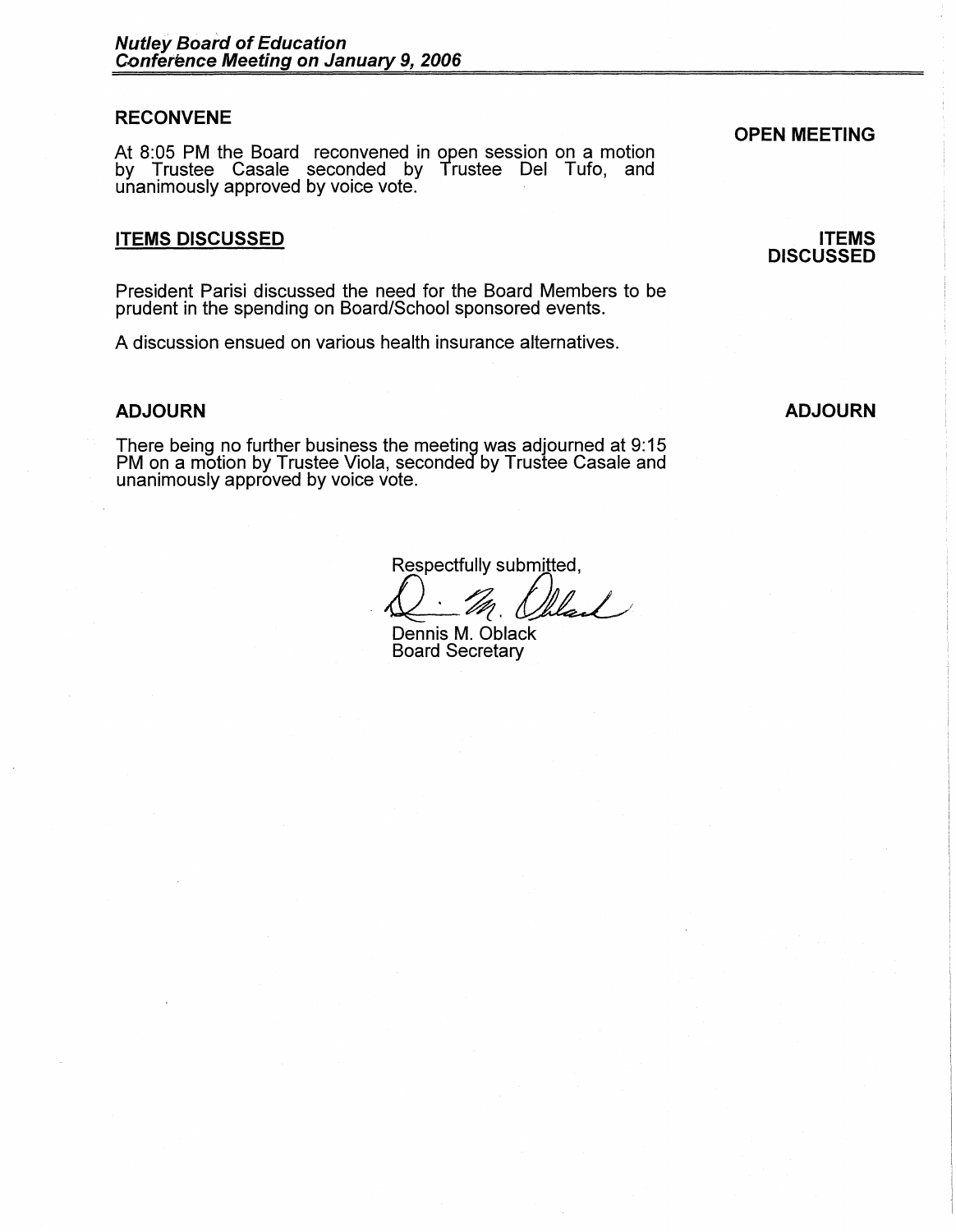## RECONVENE

**OPEN MEETING**

At 8:05 PM the Board reconvened in open session on a motion by Trustee Casale seconded by Trustee Del Tufo, and unanimously approved by voice vote.

## ITEMS DISCUSSED

**ITEMS DISCUSSED**

President Parisi discussed the need for the Board Members to be prudent in the spending on Board/School sponsored events.

A discussion ensued on various health insurance alternatives.

## ADJOURN

**ADJOURN**

There being no further business the meeting was adjourned at 9:15 PM on a motion by Trustee Viola, seconded by Trustee Casale and unanimously approved by voice vote.

Respectfully submitted,

Dennis M. Oblack
Board Secretary